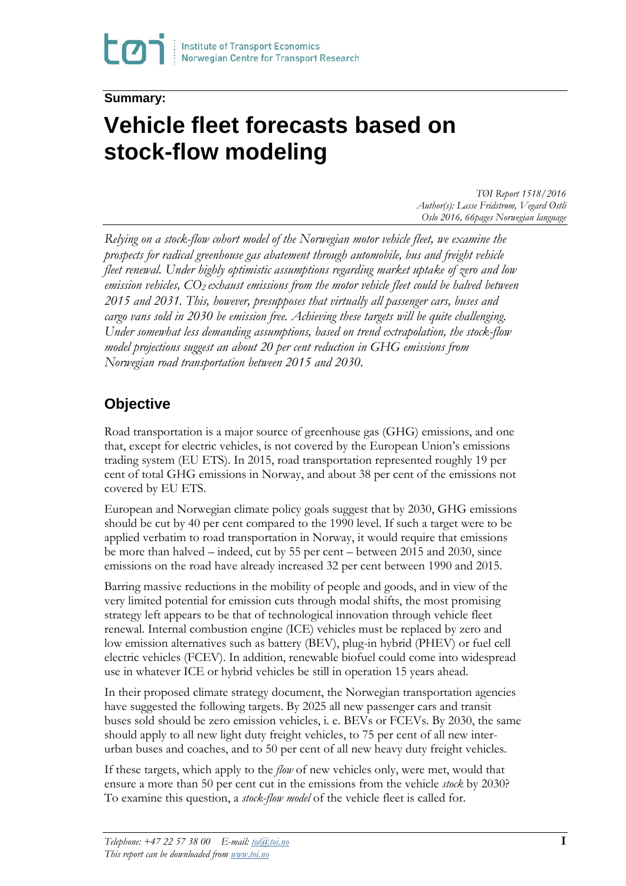**Summary:**

# Vehicle fleet forecasts based on stock-flow modeling

*TØI Report 1518/2016*
*Author(s): Lasse Fridstrøm, Vegard Østli*
*Oslo 2016, 66pages Norwegian language*

*Relying on a stock-flow cohort model of the Norwegian motor vehicle fleet, we examine the prospects for radical greenhouse gas abatement through automobile, bus and freight vehicle fleet renewal. Under highly optimistic assumptions regarding market uptake of zero and low emission vehicles, $CO_2$ exhaust emissions from the motor vehicle fleet could be halved between 2015 and 2031. This, however, presupposes that virtually all passenger cars, buses and cargo vans sold in 2030 be emission free. Achieving these targets will be quite challenging. Under somewhat less demanding assumptions, based on trend extrapolation, the stock-flow model projections suggest an about 20 per cent reduction in GHG emissions from Norwegian road transportation between 2015 and 2030.*

## Objective

Road transportation is a major source of greenhouse gas (GHG) emissions, and one that, except for electric vehicles, is not covered by the European Union's emissions trading system (EU ETS). In 2015, road transportation represented roughly 19 per cent of total GHG emissions in Norway, and about 38 per cent of the emissions not covered by EU ETS.

European and Norwegian climate policy goals suggest that by 2030, GHG emissions should be cut by 40 per cent compared to the 1990 level. If such a target were to be applied verbatim to road transportation in Norway, it would require that emissions be more than halved – indeed, cut by 55 per cent – between 2015 and 2030, since emissions on the road have already increased 32 per cent between 1990 and 2015.

Barring massive reductions in the mobility of people and goods, and in view of the very limited potential for emission cuts through modal shifts, the most promising strategy left appears to be that of technological innovation through vehicle fleet renewal. Internal combustion engine (ICE) vehicles must be replaced by zero and low emission alternatives such as battery (BEV), plug-in hybrid (PHEV) or fuel cell electric vehicles (FCEV). In addition, renewable biofuel could come into widespread use in whatever ICE or hybrid vehicles be still in operation 15 years ahead.

In their proposed climate strategy document, the Norwegian transportation agencies have suggested the following targets. By 2025 all new passenger cars and transit buses sold should be zero emission vehicles, i. e. BEVs or FCEVs. By 2030, the same should apply to all new light duty freight vehicles, to 75 per cent of all new inter-urban buses and coaches, and to 50 per cent of all new heavy duty freight vehicles.

If these targets, which apply to the *flow* of new vehicles only, were met, would that ensure a more than 50 per cent cut in the emissions from the vehicle *stock* by 2030? To examine this question, a *stock-flow model* of the vehicle fleet is called for.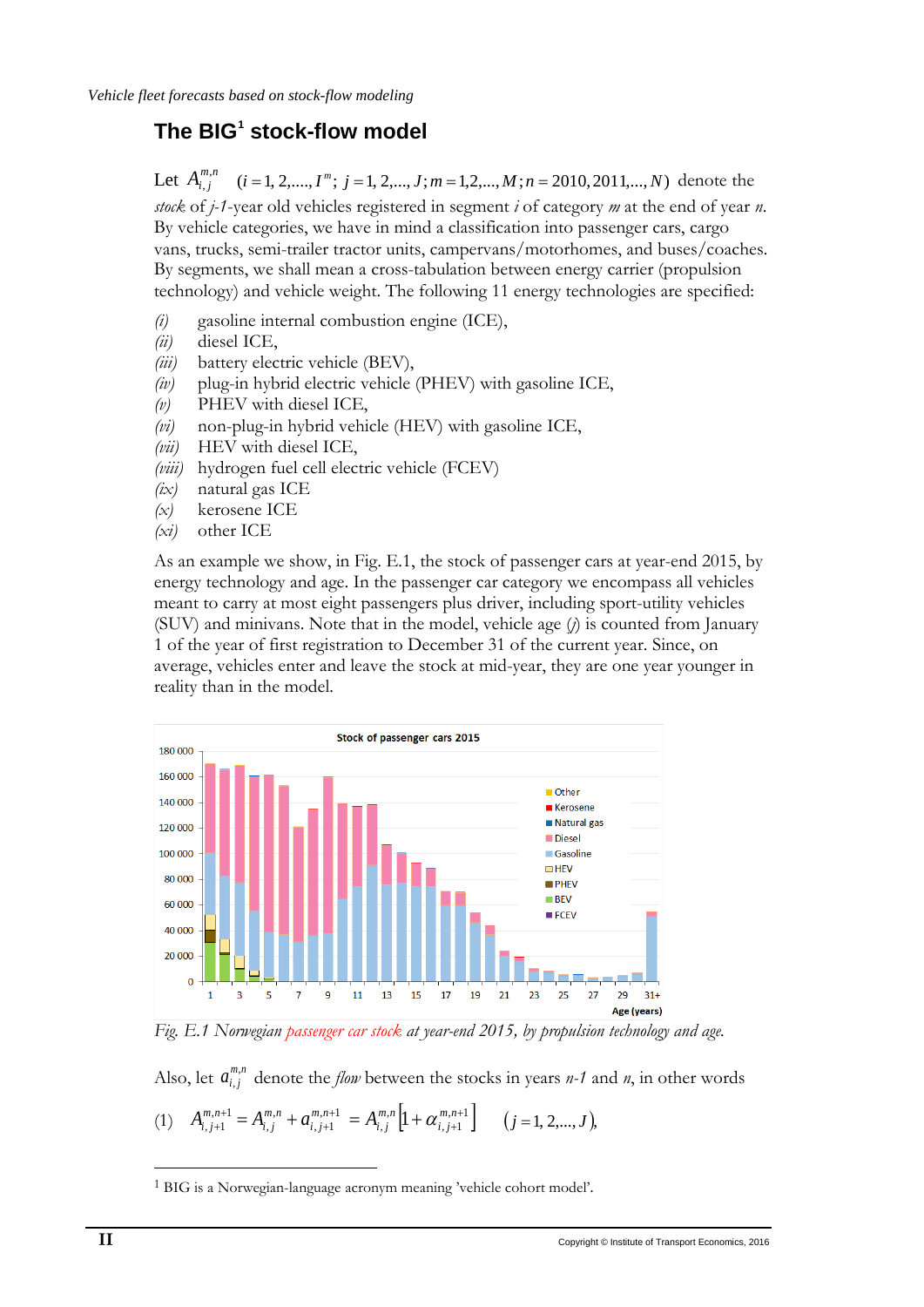## The BIG[1] stock-flow model

Let $A_{i,j}^{m,n}$ $(i = 1, 2, \ldots, I^m;\ j = 1, 2, \ldots, J; m = 1, 2, \ldots, M; n = 2010, 2011, \ldots, N)$ denote the *stock* of *j-1*-year old vehicles registered in segment *i* of category *m* at the end of year *n*. By vehicle categories, we have in mind a classification into passenger cars, cargo vans, trucks, semi-trailer tractor units, campervans/motorhomes, and buses/coaches. By segments, we shall mean a cross-tabulation between energy carrier (propulsion technology) and vehicle weight. The following 11 energy technologies are specified:

*(i)* gasoline internal combustion engine (ICE),
*(ii)* diesel ICE,
*(iii)* battery electric vehicle (BEV),
*(iv)* plug-in hybrid electric vehicle (PHEV) with gasoline ICE,
*(v)* PHEV with diesel ICE,
*(vi)* non-plug-in hybrid vehicle (HEV) with gasoline ICE,
*(vii)* HEV with diesel ICE,
*(viii)* hydrogen fuel cell electric vehicle (FCEV)
*(ix)* natural gas ICE
*(x)* kerosene ICE
*(xi)* other ICE

As an example we show, in Fig. E.1, the stock of passenger cars at year-end 2015, by energy technology and age. In the passenger car category we encompass all vehicles meant to carry at most eight passengers plus driver, including sport-utility vehicles (SUV) and minivans. Note that in the model, vehicle age (*j*) is counted from January 1 of the year of first registration to December 31 of the current year. Since, on average, vehicles enter and leave the stock at mid-year, they are one year younger in reality than in the model.

*Fig. E.1 Norwegian passenger car stock at year-end 2015, by propulsion technology and age.*

Also, let $a_{i,j}^{m,n}$ denote the *flow* between the stocks in years *n-1* and *n*, in other words

$$(1)\quad A_{i,j+1}^{m,n+1} = A_{i,j}^{m,n} + a_{i,j+1}^{m,n+1} = A_{i,j}^{m,n}\left[1 + \alpha_{i,j+1}^{m,n+1}\right] \qquad (j = 1, 2, \ldots, J),$$

[1] BIG is a Norwegian-language acronym meaning 'vehicle cohort model'.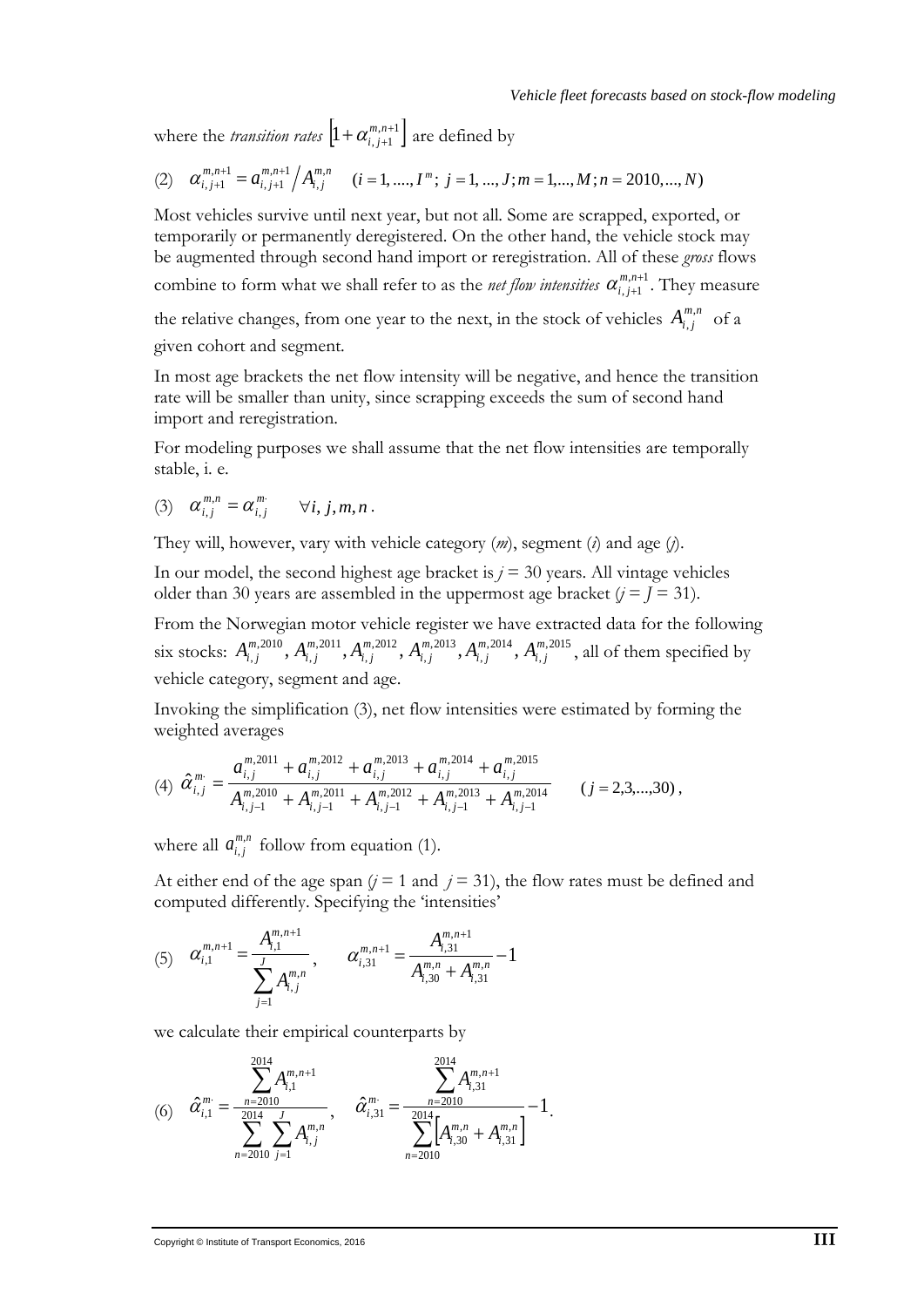where the *transition rates* $\left[1+\alpha_{i,j+1}^{m,n+1}\right]$ are defined by

$$(2) \quad \alpha_{i,j+1}^{m,n+1} = a_{i,j+1}^{m,n+1} \Big/ A_{i,j}^{m,n} \qquad (i = 1, ...., I^m;\ j = 1, ..., J; m = 1,..., M; n = 2010,..., N)$$

Most vehicles survive until next year, but not all. Some are scrapped, exported, or temporarily or permanently deregistered. On the other hand, the vehicle stock may be augmented through second hand import or reregistration. All of these *gross* flows combine to form what we shall refer to as the *net flow intensities* $\alpha_{i,j+1}^{m,n+1}$. They measure the relative changes, from one year to the next, in the stock of vehicles $A_{i,j}^{m,n}$ of a given cohort and segment.

In most age brackets the net flow intensity will be negative, and hence the transition rate will be smaller than unity, since scrapping exceeds the sum of second hand import and reregistration.

For modeling purposes we shall assume that the net flow intensities are temporally stable, i. e.

$$(3) \quad \alpha_{i,j}^{m,n} = \alpha_{i,j}^{m\cdot} \qquad \forall i, j, m, n\,.$$

They will, however, vary with vehicle category (*m*), segment (*i*) and age (*j*).

In our model, the second highest age bracket is $j = 30$ years. All vintage vehicles older than 30 years are assembled in the uppermost age bracket ($j = J = 31$).

From the Norwegian motor vehicle register we have extracted data for the following six stocks: $A_{i,j}^{m,2010}$, $A_{i,j}^{m,2011}$, $A_{i,j}^{m,2012}$, $A_{i,j}^{m,2013}$, $A_{i,j}^{m,2014}$, $A_{i,j}^{m,2015}$, all of them specified by vehicle category, segment and age.

Invoking the simplification (3), net flow intensities were estimated by forming the weighted averages

$$(4) \quad \hat{\alpha}_{i,j}^{m\cdot} = \frac{a_{i,j}^{m,2011} + a_{i,j}^{m,2012} + a_{i,j}^{m,2013} + a_{i,j}^{m,2014} + a_{i,j}^{m,2015}}{A_{i,j-1}^{m,2010} + A_{i,j-1}^{m,2011} + A_{i,j-1}^{m,2012} + A_{i,j-1}^{m,2013} + A_{i,j-1}^{m,2014}} \qquad (j = 2,3,...,30)\,,$$

where all $a_{i,j}^{m,n}$ follow from equation (1).

At either end of the age span ($j = 1$ and $j = 31$), the flow rates must be defined and computed differently. Specifying the 'intensities'

$$(5) \quad \alpha_{i,1}^{m,n+1} = \frac{A_{i,1}^{m,n+1}}{\sum_{j=1}^{J} A_{i,j}^{m,n}}\,, \qquad \alpha_{i,31}^{m,n+1} = \frac{A_{i,31}^{m,n+1}}{A_{i,30}^{m,n} + A_{i,31}^{m,n}} - 1$$

we calculate their empirical counterparts by

$$(6) \quad \hat{\alpha}_{i,1}^{m\cdot} = \frac{\sum_{n=2010}^{2014} A_{i,1}^{m,n+1}}{\sum_{n=2010}^{2014} \sum_{j=1}^{J} A_{i,j}^{m,n}}\,, \qquad \hat{\alpha}_{i,31}^{m\cdot} = \frac{\sum_{n=2010}^{2014} A_{i,31}^{m,n+1}}{\sum_{n=2010}^{2014} \left[A_{i,30}^{m,n} + A_{i,31}^{m,n}\right]} - 1.$$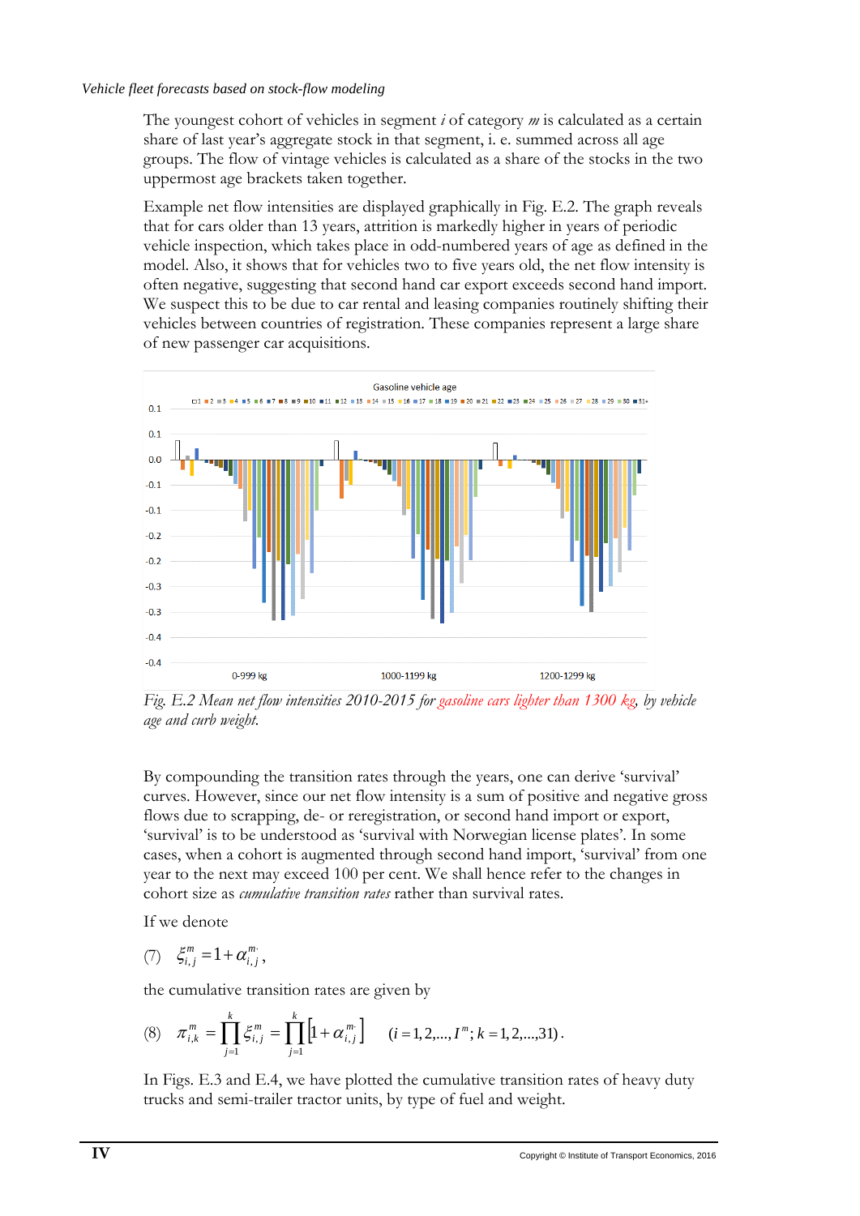The youngest cohort of vehicles in segment *i* of category *m* is calculated as a certain share of last year's aggregate stock in that segment, i. e. summed across all age groups. The flow of vintage vehicles is calculated as a share of the stocks in the two uppermost age brackets taken together.

Example net flow intensities are displayed graphically in Fig. E.2. The graph reveals that for cars older than 13 years, attrition is markedly higher in years of periodic vehicle inspection, which takes place in odd-numbered years of age as defined in the model. Also, it shows that for vehicles two to five years old, the net flow intensity is often negative, suggesting that second hand car export exceeds second hand import. We suspect this to be due to car rental and leasing companies routinely shifting their vehicles between countries of registration. These companies represent a large share of new passenger car acquisitions.

*Fig. E.2 Mean net flow intensities 2010-2015 for gasoline cars lighter than 1300 kg, by vehicle age and curb weight.*

By compounding the transition rates through the years, one can derive 'survival' curves. However, since our net flow intensity is a sum of positive and negative gross flows due to scrapping, de- or reregistration, or second hand import or export, 'survival' is to be understood as 'survival with Norwegian license plates'. In some cases, when a cohort is augmented through second hand import, 'survival' from one year to the next may exceed 100 per cent. We shall hence refer to the changes in cohort size as *cumulative transition rates* rather than survival rates.

If we denote

$$(7) \quad \xi_{i,j}^{m} = 1 + \alpha_{i,j}^{m\cdot},$$

the cumulative transition rates are given by

$$(8) \quad \pi_{i,k}^{m} = \prod_{j=1}^{k} \xi_{i,j}^{m} = \prod_{j=1}^{k} \left[1 + \alpha_{i,j}^{m\cdot}\right] \qquad (i = 1, 2, ..., I^{m}; k = 1, 2, ..., 31).$$

In Figs. E.3 and E.4, we have plotted the cumulative transition rates of heavy duty trucks and semi-trailer tractor units, by type of fuel and weight.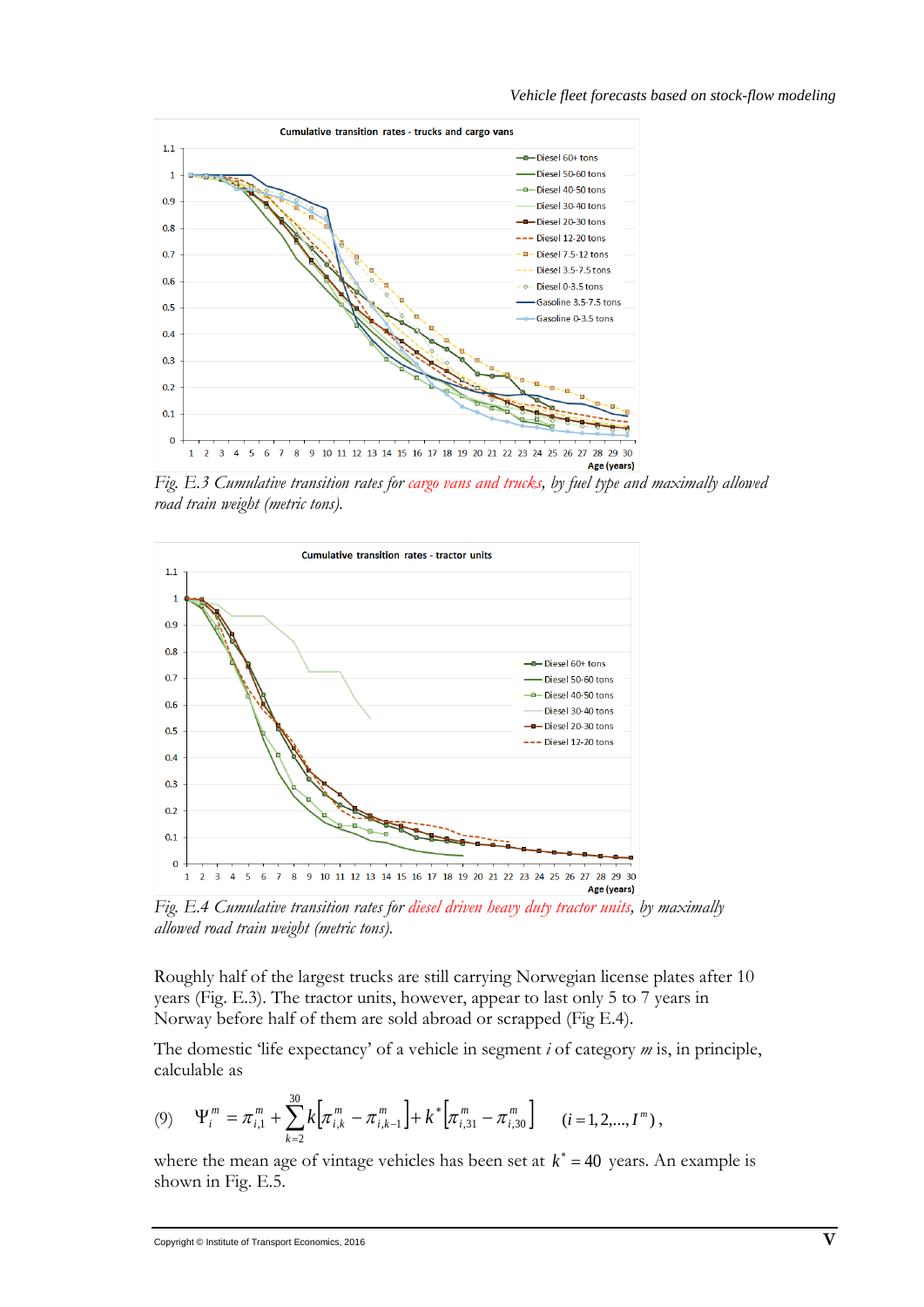*Fig. E.3 Cumulative transition rates for cargo vans and trucks, by fuel type and maximally allowed road train weight (metric tons).*

*Fig. E.4 Cumulative transition rates for diesel driven heavy duty tractor units, by maximally allowed road train weight (metric tons).*

Roughly half of the largest trucks are still carrying Norwegian license plates after 10 years (Fig. E.3). The tractor units, however, appear to last only 5 to 7 years in Norway before half of them are sold abroad or scrapped (Fig E.4).

The domestic 'life expectancy' of a vehicle in segment $i$ of category $m$ is, in principle, calculable as

$$(9)\quad \Psi_i^m = \pi_{i,1}^m + \sum_{k=2}^{30} k\left[\pi_{i,k}^m - \pi_{i,k-1}^m\right] + k^*\left[\pi_{i,31}^m - \pi_{i,30}^m\right] \qquad (i = 1, 2, ..., I^m),$$

where the mean age of vintage vehicles has been set at $k^* = 40$ years. An example is shown in Fig. E.5.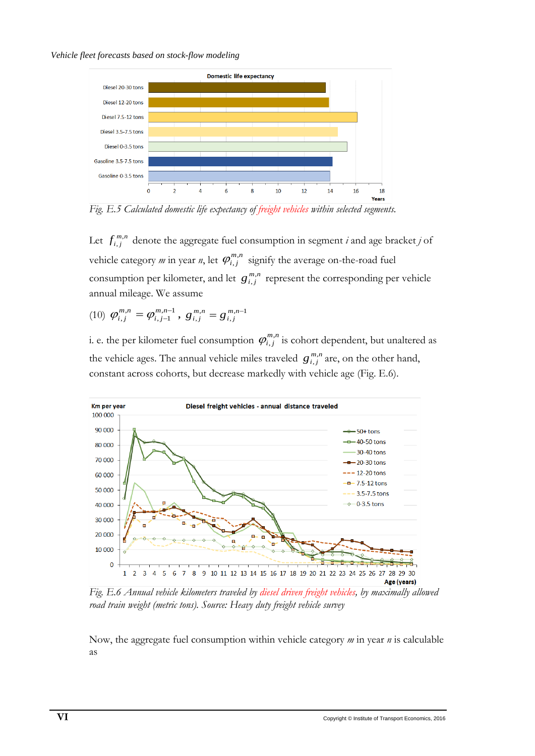*Fig. E.5 Calculated domestic life expectancy of freight vehicles within selected segments.*

Let $f_{i,j}^{m,n}$ denote the aggregate fuel consumption in segment *i* and age bracket *j* of vehicle category *m* in year *n*, let $\varphi_{i,j}^{m,n}$ signify the average on-the-road fuel consumption per kilometer, and let $g_{i,j}^{m,n}$ represent the corresponding per vehicle annual mileage. We assume

$$(10)\quad \varphi_{i,j}^{m,n} = \varphi_{i,j-1}^{m,n-1}\ ,\ g_{i,j}^{m,n} = g_{i,j}^{m,n-1}$$

i. e. the per kilometer fuel consumption $\varphi_{i,j}^{m,n}$ is cohort dependent, but unaltered as the vehicle ages. The annual vehicle miles traveled $g_{i,j}^{m,n}$ are, on the other hand, constant across cohorts, but decrease markedly with vehicle age (Fig. E.6).

*Fig. E.6 Annual vehicle kilometers traveled by diesel driven freight vehicles, by maximally allowed road train weight (metric tons). Source: Heavy duty freight vehicle survey*

Now, the aggregate fuel consumption within vehicle category *m* in year *n* is calculable as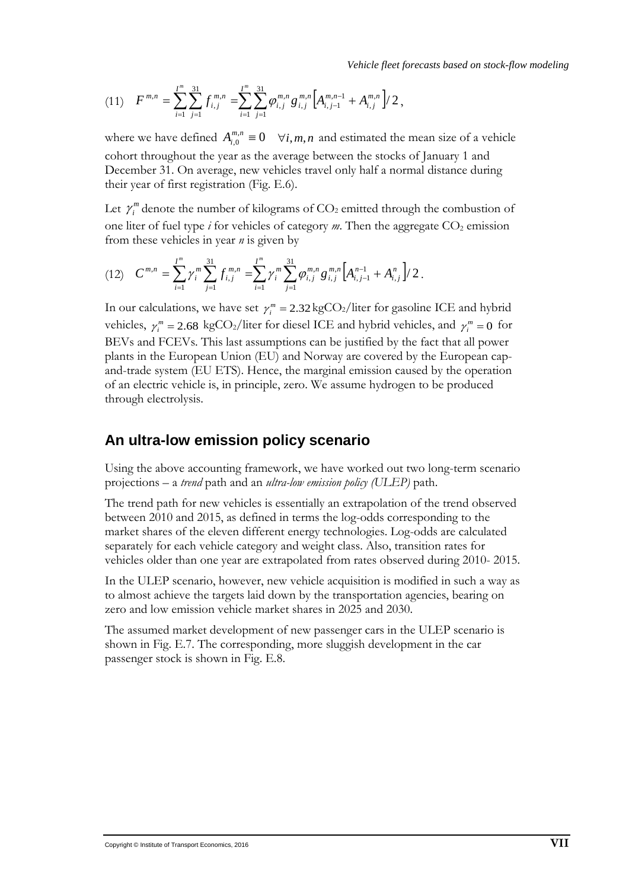$$(11) \quad F^{m,n} = \sum_{i=1}^{I^m} \sum_{j=1}^{31} f_{i,j}^{m,n} = \sum_{i=1}^{I^m} \sum_{j=1}^{31} \varphi_{i,j}^{m,n} g_{i,j}^{m,n} \left[ A_{i,j-1}^{m,n-1} + A_{i,j}^{m,n} \right] / 2 ,$$

where we have defined $A_{i,0}^{m,n} \equiv 0 \quad \forall i,m,n$ and estimated the mean size of a vehicle cohort throughout the year as the average between the stocks of January 1 and December 31. On average, new vehicles travel only half a normal distance during their year of first registration (Fig. E.6).

Let $\gamma_i^m$ denote the number of kilograms of $CO_2$ emitted through the combustion of one liter of fuel type *i* for vehicles of category *m*. Then the aggregate $CO_2$ emission from these vehicles in year *n* is given by

$$(12) \quad C^{m,n} = \sum_{i=1}^{I^m} \gamma_i^m \sum_{j=1}^{31} f_{i,j}^{m,n} = \sum_{i=1}^{I^m} \gamma_i^m \sum_{j=1}^{31} \varphi_{i,j}^{m,n} g_{i,j}^{m,n} \left[ A_{i,j-1}^{n-1} + A_{i,j}^{n} \right] / 2 .$$

In our calculations, we have set $\gamma_i^m = 2.32$ kg$CO_2$/liter for gasoline ICE and hybrid vehicles, $\gamma_i^m = 2.68$ kg$CO_2$/liter for diesel ICE and hybrid vehicles, and $\gamma_i^m = 0$ for BEVs and FCEVs. This last assumptions can be justified by the fact that all power plants in the European Union (EU) and Norway are covered by the European cap-and-trade system (EU ETS). Hence, the marginal emission caused by the operation of an electric vehicle is, in principle, zero. We assume hydrogen to be produced through electrolysis.

## An ultra-low emission policy scenario

Using the above accounting framework, we have worked out two long-term scenario projections – a *trend* path and an *ultra-low emission policy (ULEP)* path.

The trend path for new vehicles is essentially an extrapolation of the trend observed between 2010 and 2015, as defined in terms the log-odds corresponding to the market shares of the eleven different energy technologies. Log-odds are calculated separately for each vehicle category and weight class. Also, transition rates for vehicles older than one year are extrapolated from rates observed during 2010- 2015.

In the ULEP scenario, however, new vehicle acquisition is modified in such a way as to almost achieve the targets laid down by the transportation agencies, bearing on zero and low emission vehicle market shares in 2025 and 2030.

The assumed market development of new passenger cars in the ULEP scenario is shown in Fig. E.7. The corresponding, more sluggish development in the car passenger stock is shown in Fig. E.8.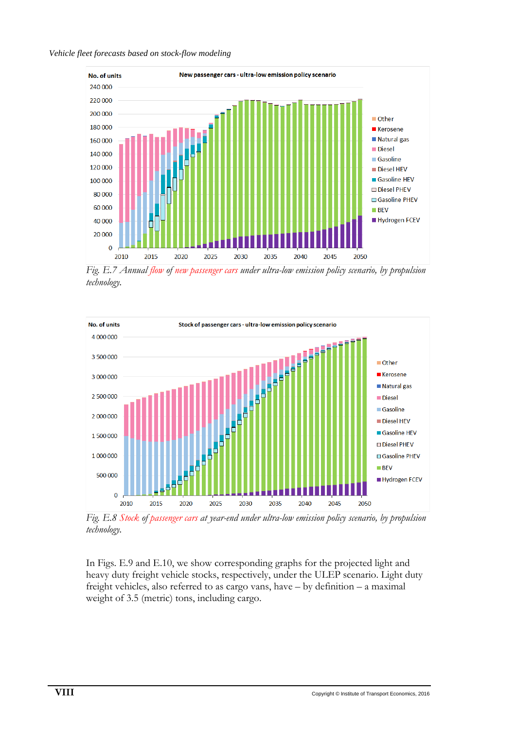Fig. E.7 *Annual flow of new passenger cars under ultra-low emission policy scenario, by propulsion technology.*

Fig. E.8 *Stock of passenger cars at year-end under ultra-low emission policy scenario, by propulsion technology.*

In Figs. E.9 and E.10, we show corresponding graphs for the projected light and heavy duty freight vehicle stocks, respectively, under the ULEP scenario. Light duty freight vehicles, also referred to as cargo vans, have – by definition – a maximal weight of 3.5 (metric) tons, including cargo.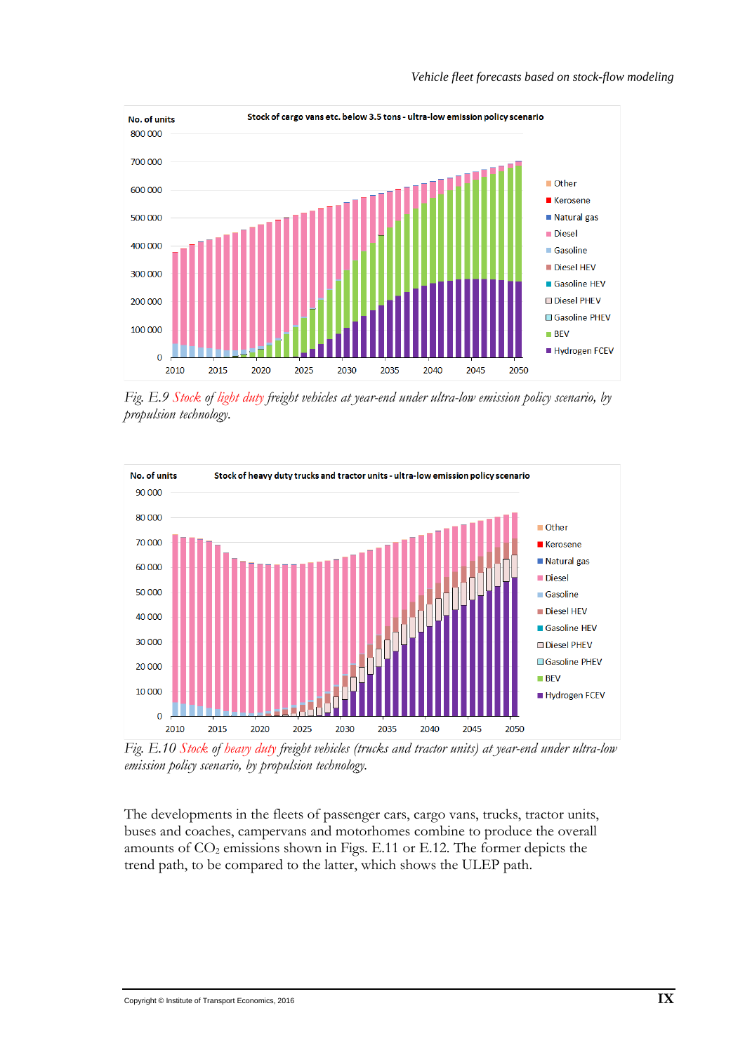*Fig. E.9 Stock of light duty freight vehicles at year-end under ultra-low emission policy scenario, by propulsion technology.*

*Fig. E.10 Stock of heavy duty freight vehicles (trucks and tractor units) at year-end under ultra-low emission policy scenario, by propulsion technology.*

The developments in the fleets of passenger cars, cargo vans, trucks, tractor units, buses and coaches, campervans and motorhomes combine to produce the overall amounts of $CO_2$ emissions shown in Figs. E.11 or E.12. The former depicts the trend path, to be compared to the latter, which shows the ULEP path.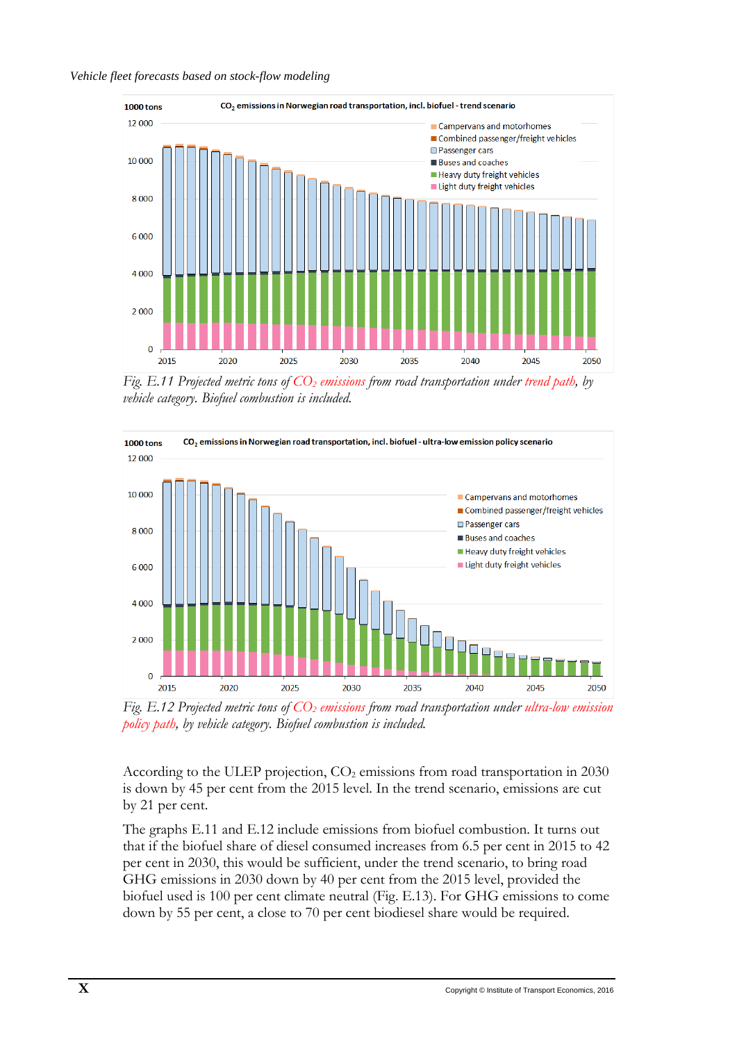Fig. E.11 Projected metric tons of $CO_2$ emissions from road transportation under trend path, by vehicle category. Biofuel combustion is included.

Fig. E.12 Projected metric tons of $CO_2$ emissions from road transportation under ultra-low emission policy path, by vehicle category. Biofuel combustion is included.

According to the ULEP projection, $CO_2$ emissions from road transportation in 2030 is down by 45 per cent from the 2015 level. In the trend scenario, emissions are cut by 21 per cent.

The graphs E.11 and E.12 include emissions from biofuel combustion. It turns out that if the biofuel share of diesel consumed increases from 6.5 per cent in 2015 to 42 per cent in 2030, this would be sufficient, under the trend scenario, to bring road GHG emissions in 2030 down by 40 per cent from the 2015 level, provided the biofuel used is 100 per cent climate neutral (Fig. E.13). For GHG emissions to come down by 55 per cent, a close to 70 per cent biodiesel share would be required.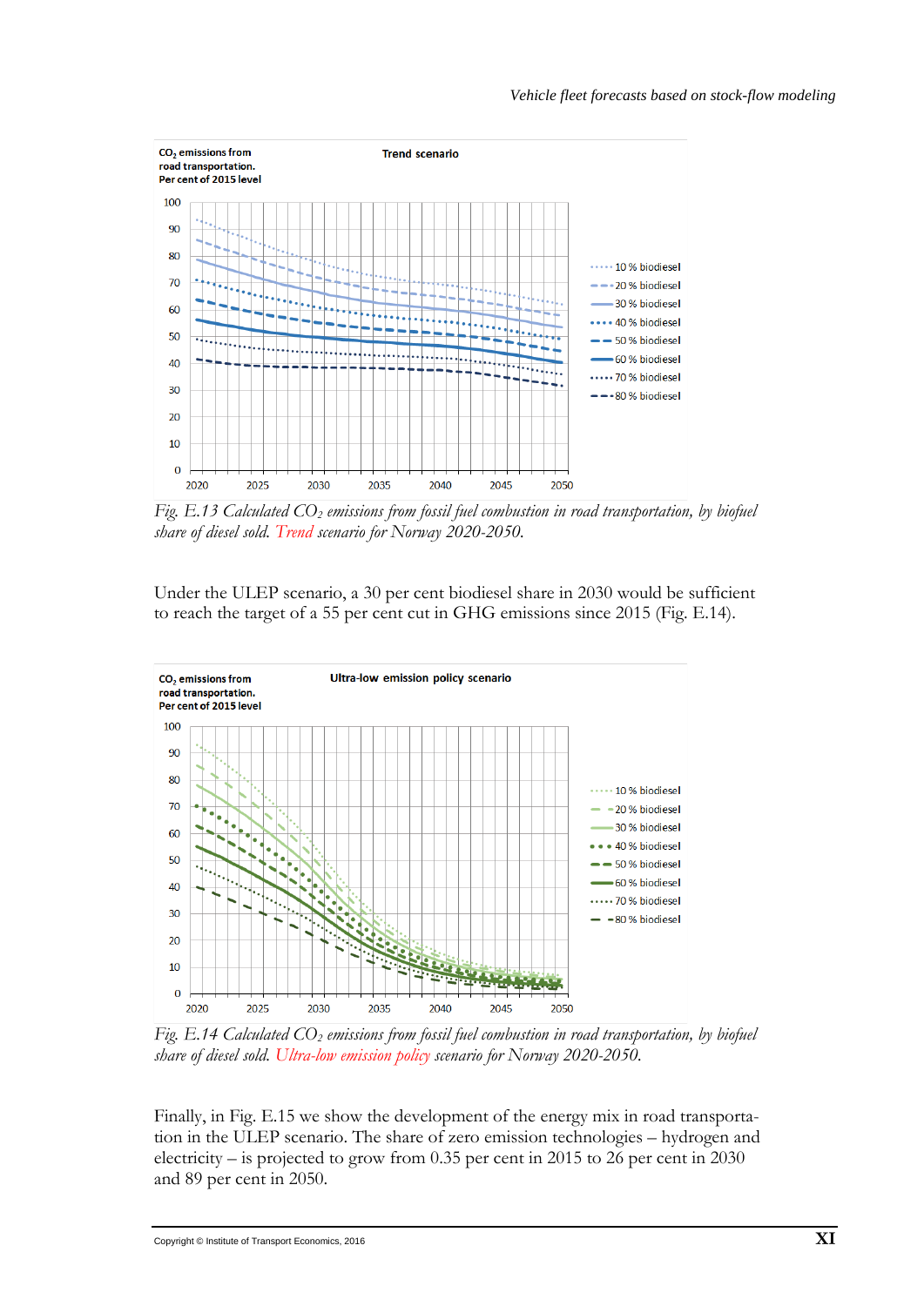*Fig. E.13 Calculated $CO_2$ emissions from fossil fuel combustion in road transportation, by biofuel share of diesel sold. Trend scenario for Norway 2020-2050.*

Under the ULEP scenario, a 30 per cent biodiesel share in 2030 would be sufficient to reach the target of a 55 per cent cut in GHG emissions since 2015 (Fig. E.14).

*Fig. E.14 Calculated $CO_2$ emissions from fossil fuel combustion in road transportation, by biofuel share of diesel sold. Ultra-low emission policy scenario for Norway 2020-2050.*

Finally, in Fig. E.15 we show the development of the energy mix in road transportation in the ULEP scenario. The share of zero emission technologies – hydrogen and electricity – is projected to grow from 0.35 per cent in 2015 to 26 per cent in 2030 and 89 per cent in 2050.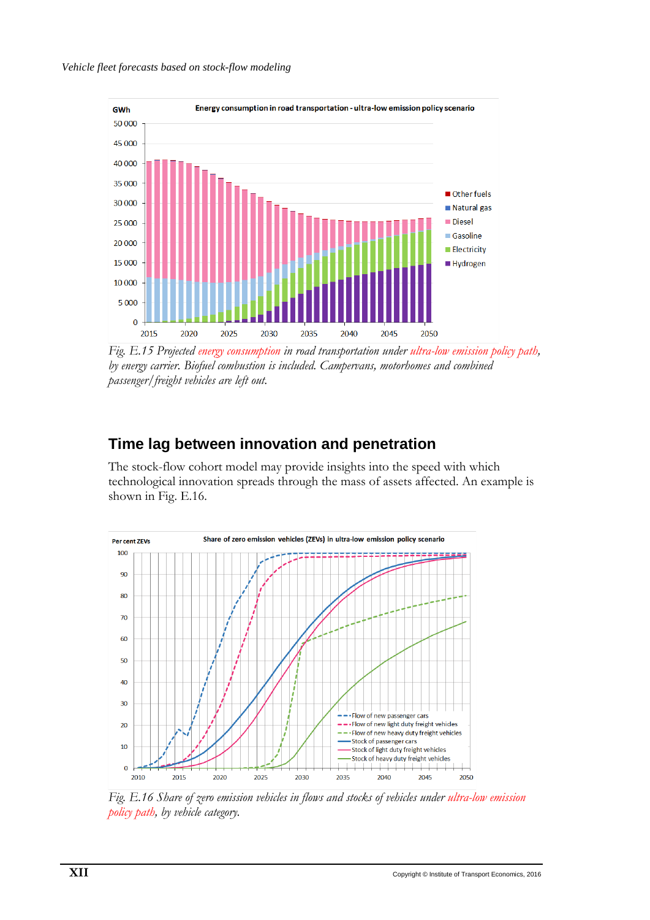*Fig. E.15 Projected energy consumption in road transportation under ultra-low emission policy path, by energy carrier. Biofuel combustion is included. Campervans, motorhomes and combined passenger/freight vehicles are left out.*

## Time lag between innovation and penetration

The stock-flow cohort model may provide insights into the speed with which technological innovation spreads through the mass of assets affected. An example is shown in Fig. E.16.

*Fig. E.16 Share of zero emission vehicles in flows and stocks of vehicles under ultra-low emission policy path, by vehicle category.*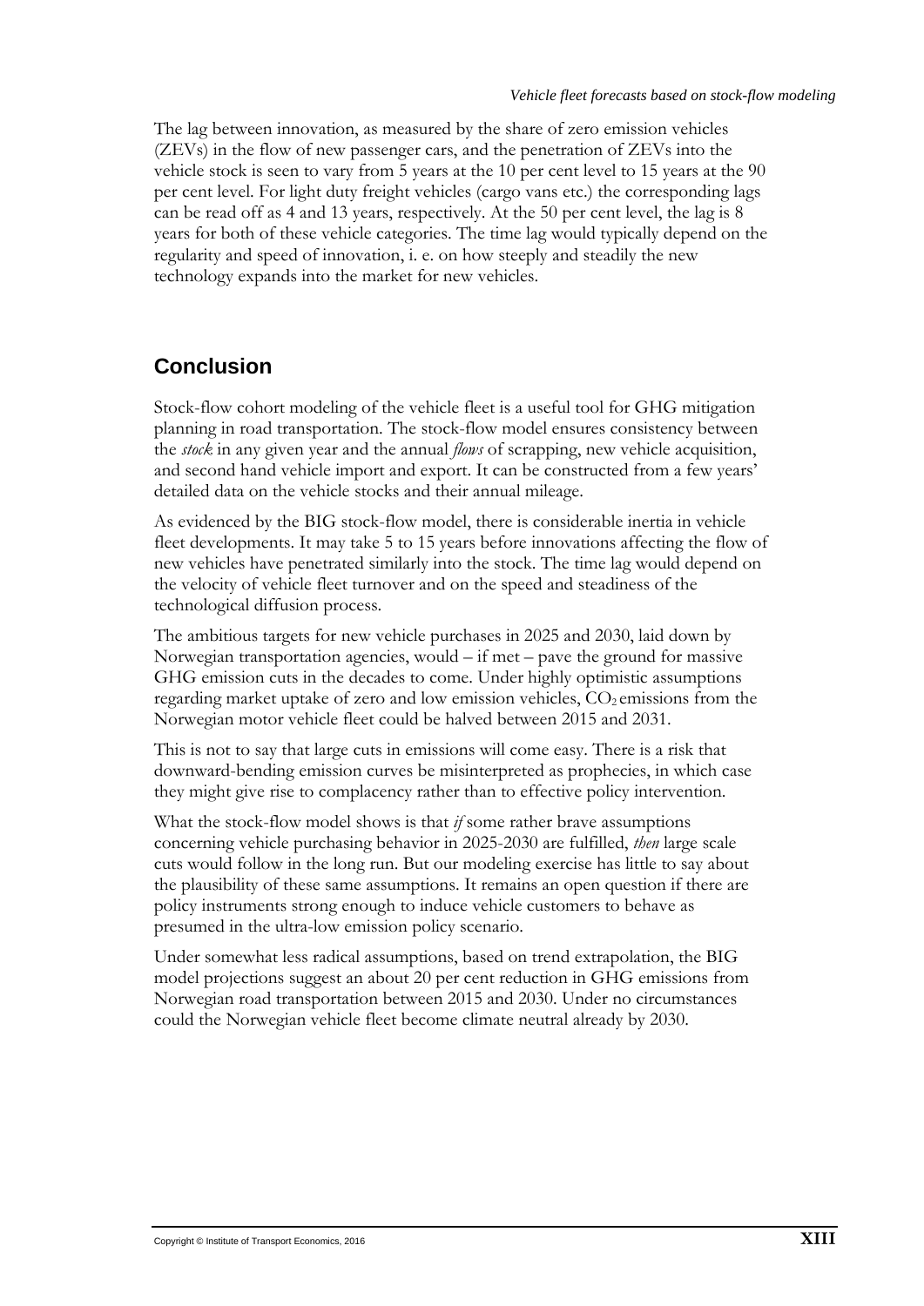The lag between innovation, as measured by the share of zero emission vehicles (ZEVs) in the flow of new passenger cars, and the penetration of ZEVs into the vehicle stock is seen to vary from 5 years at the 10 per cent level to 15 years at the 90 per cent level. For light duty freight vehicles (cargo vans etc.) the corresponding lags can be read off as 4 and 13 years, respectively. At the 50 per cent level, the lag is 8 years for both of these vehicle categories. The time lag would typically depend on the regularity and speed of innovation, i. e. on how steeply and steadily the new technology expands into the market for new vehicles.

## Conclusion

Stock-flow cohort modeling of the vehicle fleet is a useful tool for GHG mitigation planning in road transportation. The stock-flow model ensures consistency between the *stock* in any given year and the annual *flows* of scrapping, new vehicle acquisition, and second hand vehicle import and export. It can be constructed from a few years' detailed data on the vehicle stocks and their annual mileage.

As evidenced by the BIG stock-flow model, there is considerable inertia in vehicle fleet developments. It may take 5 to 15 years before innovations affecting the flow of new vehicles have penetrated similarly into the stock. The time lag would depend on the velocity of vehicle fleet turnover and on the speed and steadiness of the technological diffusion process.

The ambitious targets for new vehicle purchases in 2025 and 2030, laid down by Norwegian transportation agencies, would – if met – pave the ground for massive GHG emission cuts in the decades to come. Under highly optimistic assumptions regarding market uptake of zero and low emission vehicles, $CO_2$ emissions from the Norwegian motor vehicle fleet could be halved between 2015 and 2031.

This is not to say that large cuts in emissions will come easy. There is a risk that downward-bending emission curves be misinterpreted as prophecies, in which case they might give rise to complacency rather than to effective policy intervention.

What the stock-flow model shows is that *if* some rather brave assumptions concerning vehicle purchasing behavior in 2025-2030 are fulfilled, *then* large scale cuts would follow in the long run. But our modeling exercise has little to say about the plausibility of these same assumptions. It remains an open question if there are policy instruments strong enough to induce vehicle customers to behave as presumed in the ultra-low emission policy scenario.

Under somewhat less radical assumptions, based on trend extrapolation, the BIG model projections suggest an about 20 per cent reduction in GHG emissions from Norwegian road transportation between 2015 and 2030. Under no circumstances could the Norwegian vehicle fleet become climate neutral already by 2030.